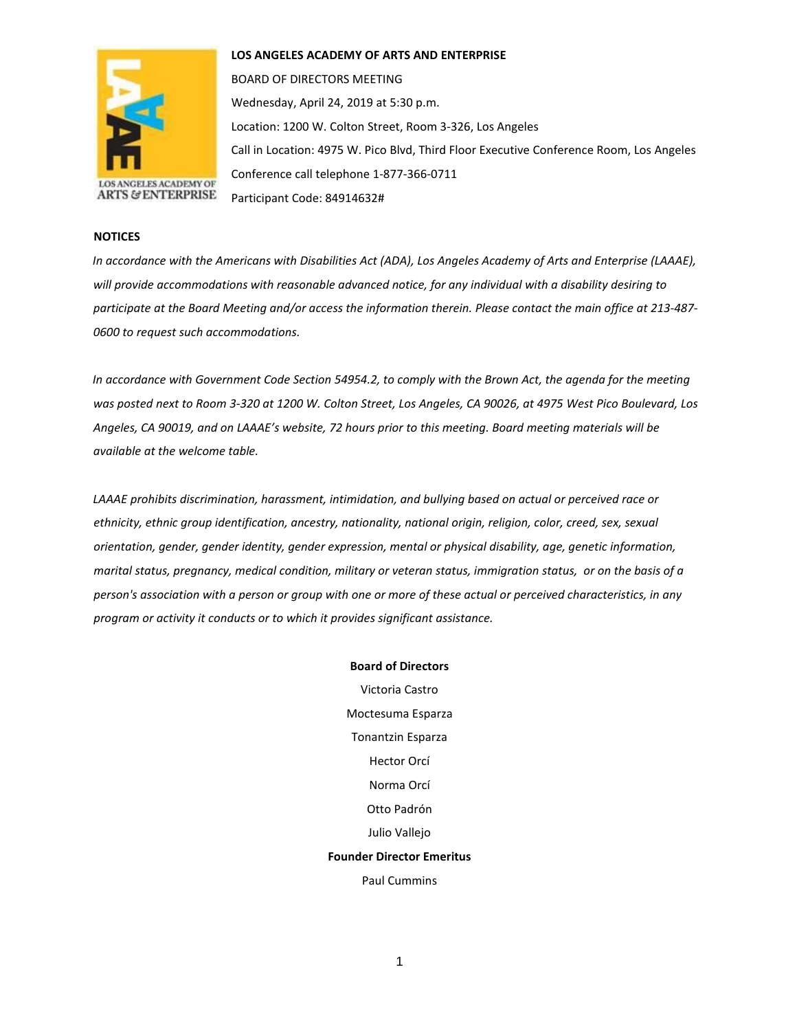**LOS ANGELES ACADEMY OF ARTS AND ENTERPRISE**

BOARD OF DIRECTORS MEETING

Wednesday, April 24, 2019 at 5:30 p.m.

Location: 1200 W. Colton Street, Room 3-326, Los Angeles

Call in Location: 4975 W. Pico Blvd, Third Floor Executive Conference Room, Los Angeles

Conference call telephone 1-877-366-0711

Participant Code: 84914632#

**NOTICES**

*In accordance with the Americans with Disabilities Act (ADA), Los Angeles Academy of Arts and Enterprise (LAAAE), will provide accommodations with reasonable advanced notice, for any individual with a disability desiring to participate at the Board Meeting and/or access the information therein. Please contact the main office at 213-487-0600 to request such accommodations.*

*In accordance with Government Code Section 54954.2, to comply with the Brown Act, the agenda for the meeting was posted next to Room 3-320 at 1200 W. Colton Street, Los Angeles, CA 90026, at 4975 West Pico Boulevard, Los Angeles, CA 90019, and on LAAAE's website, 72 hours prior to this meeting. Board meeting materials will be available at the welcome table.*

*LAAAE prohibits discrimination, harassment, intimidation, and bullying based on actual or perceived race or ethnicity, ethnic group identification, ancestry, nationality, national origin, religion, color, creed, sex, sexual orientation, gender, gender identity, gender expression, mental or physical disability, age, genetic information, marital status, pregnancy, medical condition, military or veteran status, immigration status, or on the basis of a person's association with a person or group with one or more of these actual or perceived characteristics, in any program or activity it conducts or to which it provides significant assistance.*

**Board of Directors**

Victoria Castro

Moctesuma Esparza

Tonantzin Esparza

Hector Orcí

Norma Orcí

Otto Padrón

Julio Vallejo

**Founder Director Emeritus**

Paul Cummins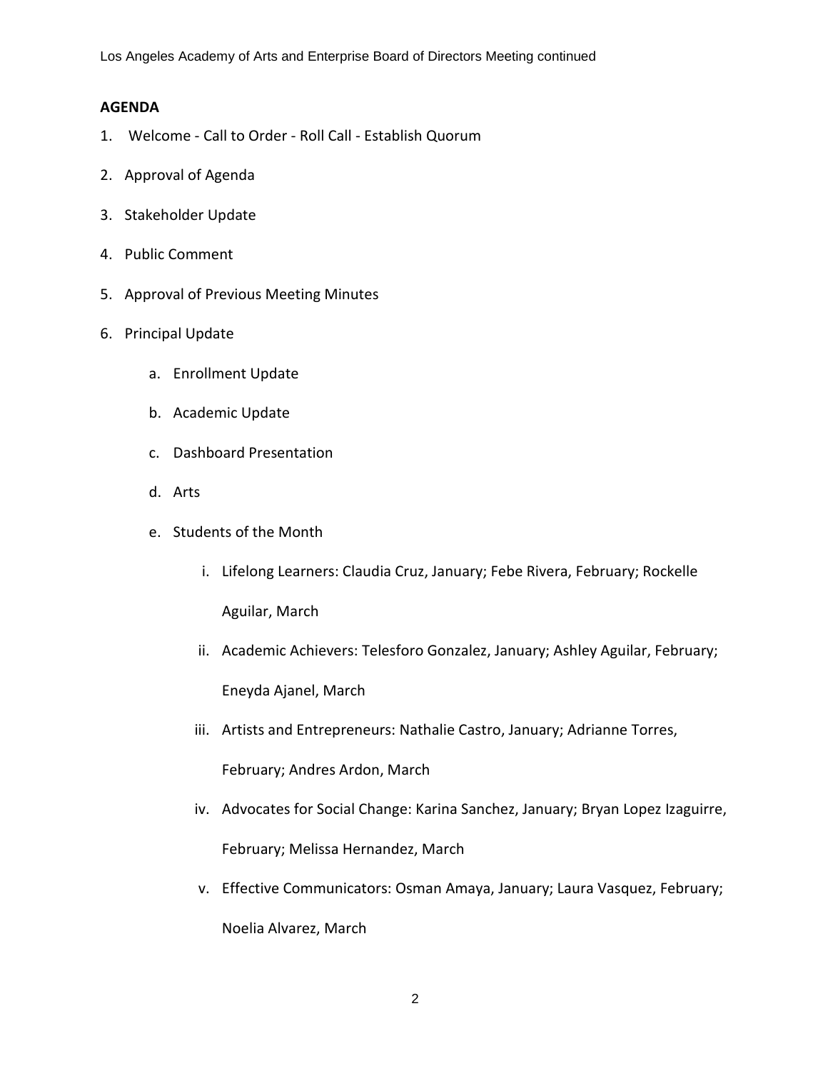**AGENDA**

1. Welcome - Call to Order - Roll Call - Establish Quorum
2. Approval of Agenda
3. Stakeholder Update
4. Public Comment
5. Approval of Previous Meeting Minutes
6. Principal Update
    a. Enrollment Update
    b. Academic Update
    c. Dashboard Presentation
    d. Arts
    e. Students of the Month
        i. Lifelong Learners: Claudia Cruz, January; Febe Rivera, February; Rockelle Aguilar, March
        ii. Academic Achievers: Telesforo Gonzalez, January; Ashley Aguilar, February; Eneyda Ajanel, March
        iii. Artists and Entrepreneurs: Nathalie Castro, January; Adrianne Torres, February; Andres Ardon, March
        iv. Advocates for Social Change: Karina Sanchez, January; Bryan Lopez Izaguirre, February; Melissa Hernandez, March
        v. Effective Communicators: Osman Amaya, January; Laura Vasquez, February; Noelia Alvarez, March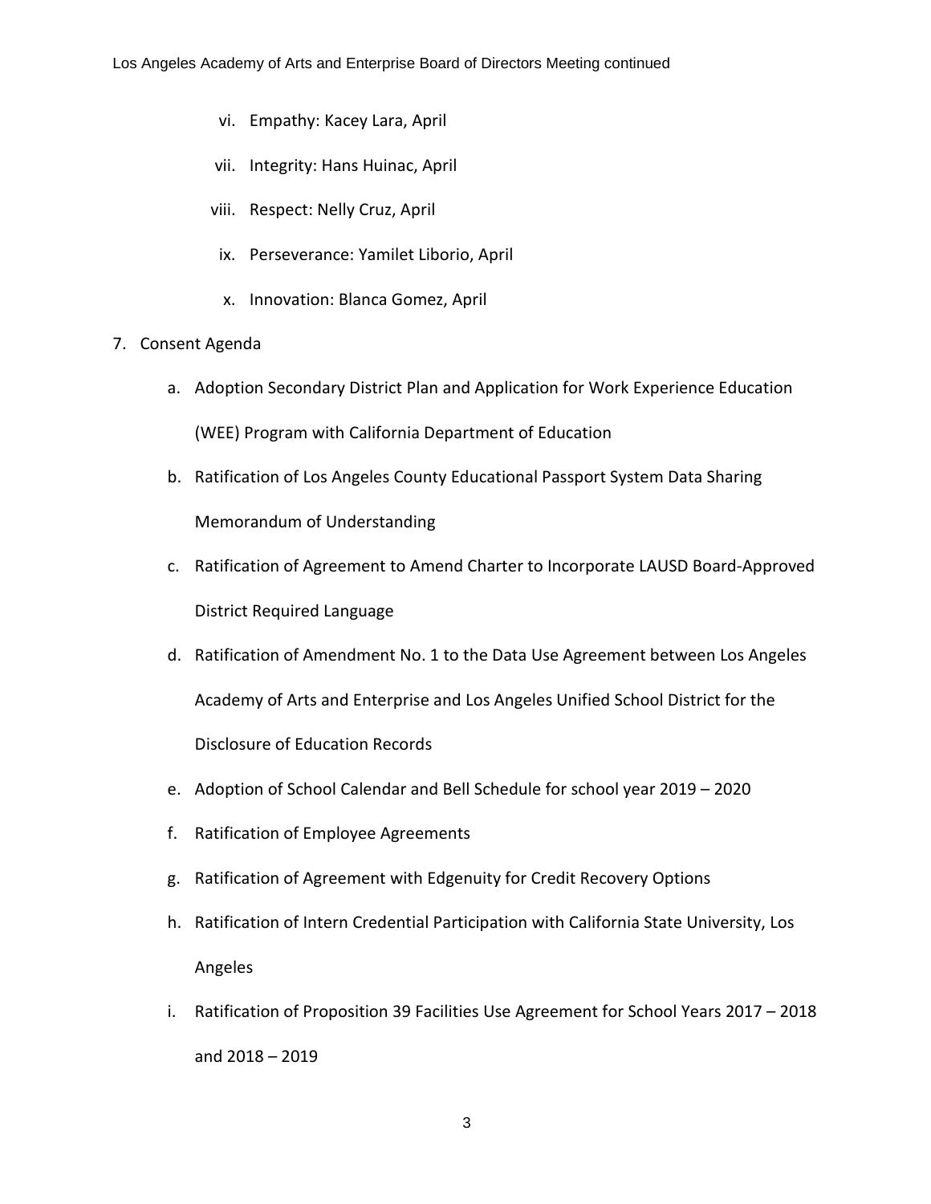vi. Empathy: Kacey Lara, April

   vii. Integrity: Hans Huinac, April

   viii. Respect: Nelly Cruz, April

   ix. Perseverance: Yamilet Liborio, April

   x. Innovation: Blanca Gomez, April

7. Consent Agenda

   a. Adoption Secondary District Plan and Application for Work Experience Education (WEE) Program with California Department of Education

   b. Ratification of Los Angeles County Educational Passport System Data Sharing Memorandum of Understanding

   c. Ratification of Agreement to Amend Charter to Incorporate LAUSD Board-Approved District Required Language

   d. Ratification of Amendment No. 1 to the Data Use Agreement between Los Angeles Academy of Arts and Enterprise and Los Angeles Unified School District for the Disclosure of Education Records

   e. Adoption of School Calendar and Bell Schedule for school year 2019 – 2020

   f. Ratification of Employee Agreements

   g. Ratification of Agreement with Edgenuity for Credit Recovery Options

   h. Ratification of Intern Credential Participation with California State University, Los Angeles

   i. Ratification of Proposition 39 Facilities Use Agreement for School Years 2017 – 2018 and 2018 – 2019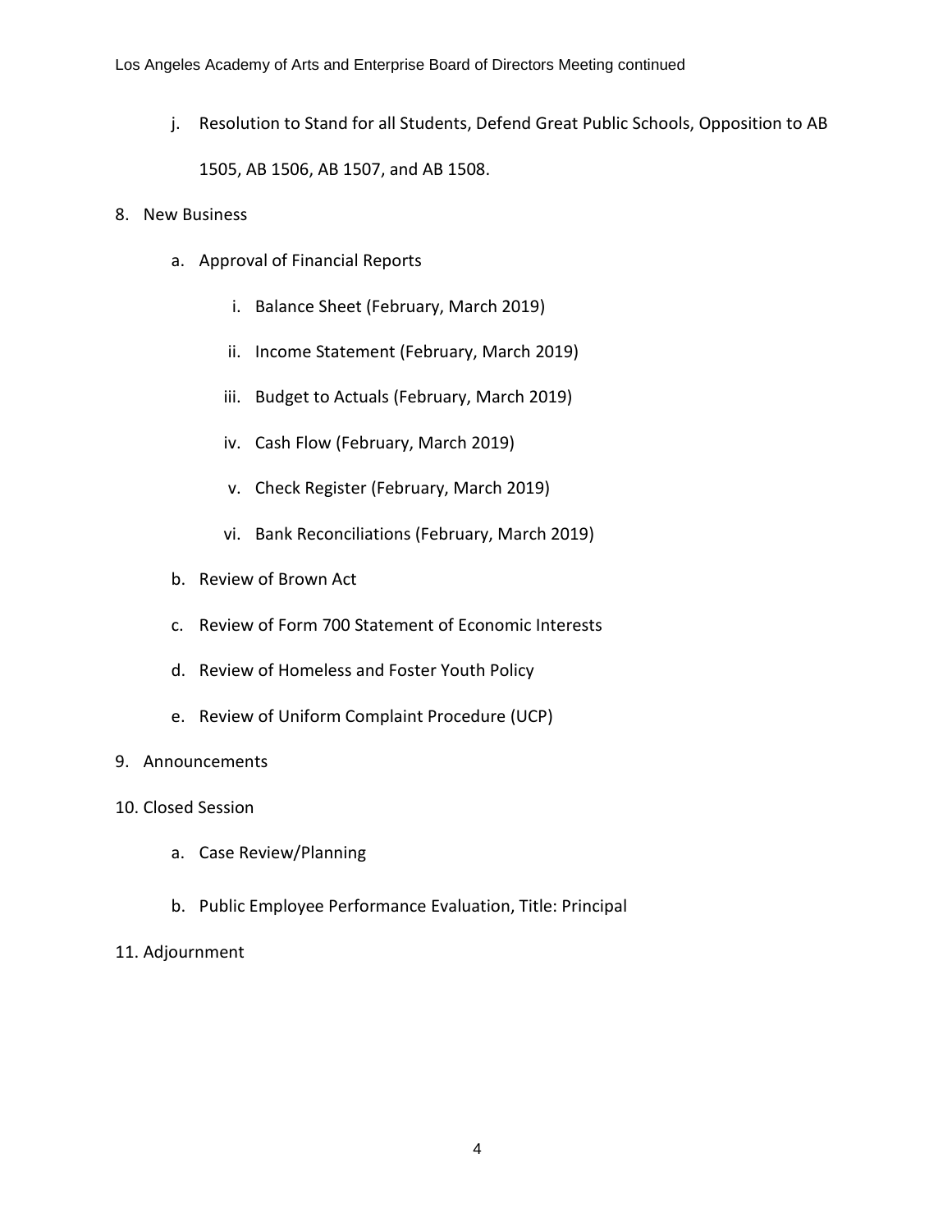j. Resolution to Stand for all Students, Defend Great Public Schools, Opposition to AB 1505, AB 1506, AB 1507, and AB 1508.

8. New Business

    a. Approval of Financial Reports

        i. Balance Sheet (February, March 2019)

        ii. Income Statement (February, March 2019)

        iii. Budget to Actuals (February, March 2019)

        iv. Cash Flow (February, March 2019)

        v. Check Register (February, March 2019)

        vi. Bank Reconciliations (February, March 2019)

    b. Review of Brown Act

    c. Review of Form 700 Statement of Economic Interests

    d. Review of Homeless and Foster Youth Policy

    e. Review of Uniform Complaint Procedure (UCP)

9. Announcements

10. Closed Session

    a. Case Review/Planning

    b. Public Employee Performance Evaluation, Title: Principal

11. Adjournment